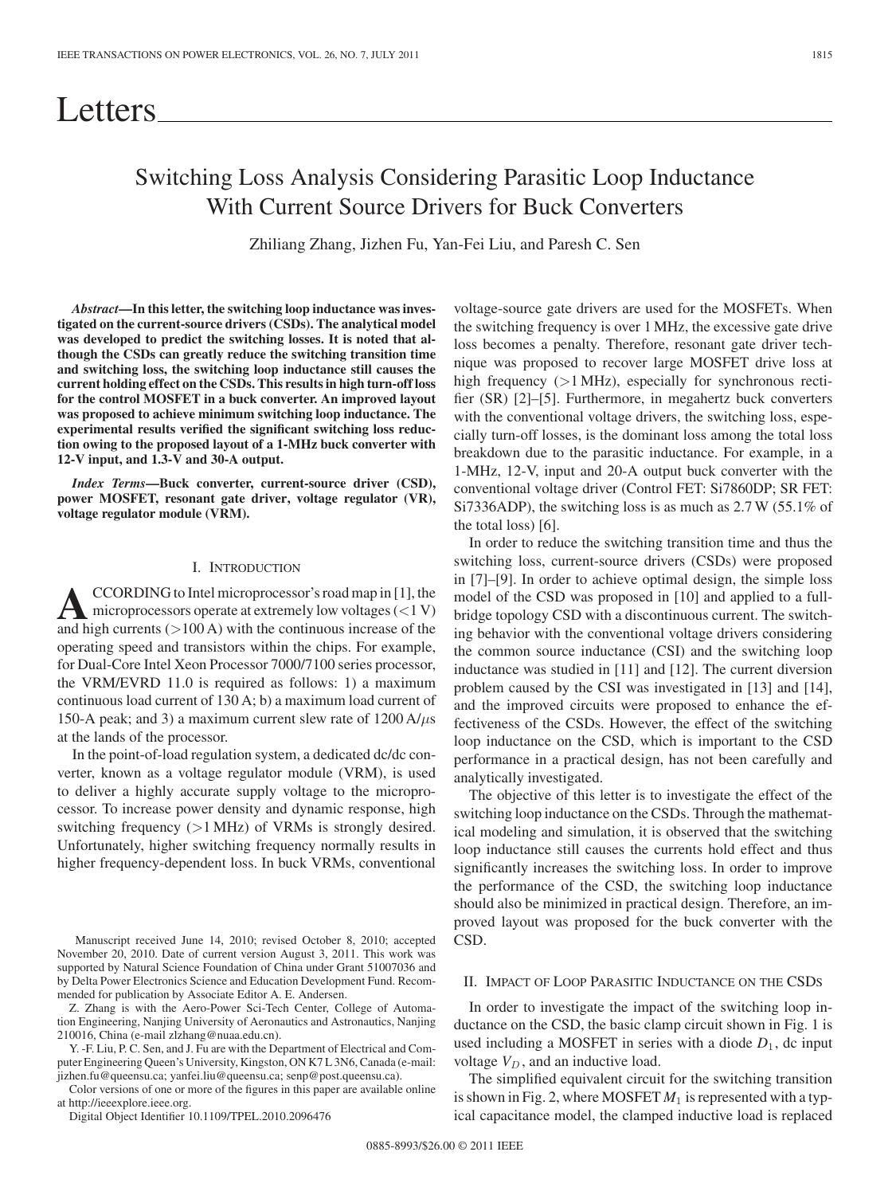# Letters

## Switching Loss Analysis Considering Parasitic Loop Inductance With Current Source Drivers for Buck Converters

Zhiliang Zhang, Jizhen Fu, Yan-Fei Liu, and Paresh C. Sen

***Abstract*—In this letter, the switching loop inductance was investigated on the current-source drivers (CSDs). The analytical model was developed to predict the switching losses. It is noted that although the CSDs can greatly reduce the switching transition time and switching loss, the switching loop inductance still causes the current holding effect on the CSDs. This results in high turn-off loss for the control MOSFET in a buck converter. An improved layout was proposed to achieve minimum switching loop inductance. The experimental results verified the significant switching loss reduction owing to the proposed layout of a 1-MHz buck converter with 12-V input, and 1.3-V and 30-A output.**

***Index Terms*—Buck converter, current-source driver (CSD), power MOSFET, resonant gate driver, voltage regulator (VR), voltage regulator module (VRM).**

### I. Introduction

According to Intel microprocessor's road map in [1], the microprocessors operate at extremely low voltages (<1 V) and high currents (>100 A) with the continuous increase of the operating speed and transistors within the chips. For example, for Dual-Core Intel Xeon Processor 7000/7100 series processor, the VRM/EVRD 11.0 is required as follows: 1) a maximum continuous load current of 130 A; b) a maximum load current of 150-A peak; and 3) a maximum current slew rate of 1200 A/$\mu$s at the lands of the processor.

In the point-of-load regulation system, a dedicated dc/dc converter, known as a voltage regulator module (VRM), is used to deliver a highly accurate supply voltage to the microprocessor. To increase power density and dynamic response, high switching frequency (>1 MHz) of VRMs is strongly desired. Unfortunately, higher switching frequency normally results in higher frequency-dependent loss. In buck VRMs, conventional voltage-source gate drivers are used for the MOSFETs. When the switching frequency is over 1 MHz, the excessive gate drive loss becomes a penalty. Therefore, resonant gate driver technique was proposed to recover large MOSFET drive loss at high frequency (>1 MHz), especially for synchronous rectifier (SR) [2]–[5]. Furthermore, in megahertz buck converters with the conventional voltage drivers, the switching loss, especially turn-off losses, is the dominant loss among the total loss breakdown due to the parasitic inductance. For example, in a 1-MHz, 12-V, input and 20-A output buck converter with the conventional voltage driver (Control FET: Si7860DP; SR FET: Si7336ADP), the switching loss is as much as 2.7 W (55.1% of the total loss) [6].

In order to reduce the switching transition time and thus the switching loss, current-source drivers (CSDs) were proposed in [7]–[9]. In order to achieve optimal design, the simple loss model of the CSD was proposed in [10] and applied to a full-bridge topology CSD with a discontinuous current. The switching behavior with the conventional voltage drivers considering the common source inductance (CSI) and the switching loop inductance was studied in [11] and [12]. The current diversion problem caused by the CSI was investigated in [13] and [14], and the improved circuits were proposed to enhance the effectiveness of the CSDs. However, the effect of the switching loop inductance on the CSD, which is important to the CSD performance in a practical design, has not been carefully and analytically investigated.

The objective of this letter is to investigate the effect of the switching loop inductance on the CSDs. Through the mathematical modeling and simulation, it is observed that the switching loop inductance still causes the currents hold effect and thus significantly increases the switching loss. In order to improve the performance of the CSD, the switching loop inductance should also be minimized in practical design. Therefore, an improved layout was proposed for the buck converter with the CSD.

### II. Impact of Loop Parasitic Inductance on the CSDs

In order to investigate the impact of the switching loop inductance on the CSD, the basic clamp circuit shown in Fig. 1 is used including a MOSFET in series with a diode $D_1$, dc input voltage $V_D$, and an inductive load.

The simplified equivalent circuit for the switching transition is shown in Fig. 2, where MOSFET $M_1$ is represented with a typical capacitance model, the clamped inductive load is replaced

Manuscript received June 14, 2010; revised October 8, 2010; accepted November 20, 2010. Date of current version August 3, 2011. This work was supported by Natural Science Foundation of China under Grant 51007036 and by Delta Power Electronics Science and Education Development Fund. Recommended for publication by Associate Editor A. E. Andersen.

Z. Zhang is with the Aero-Power Sci-Tech Center, College of Automation Engineering, Nanjing University of Aeronautics and Astronautics, Nanjing 210016, China (e-mail zlzhang@nuaa.edu.cn).

Y. -F. Liu, P. C. Sen, and J. Fu are with the Department of Electrical and Computer Engineering Queen's University, Kingston, ON K7 L 3N6, Canada (e-mail: jizhen.fu@queensu.ca; yanfei.liu@queensu.ca; senp@post.queensu.ca).

Color versions of one or more of the figures in this paper are available online at http://ieeexplore.ieee.org.

Digital Object Identifier 10.1109/TPEL.2010.2096476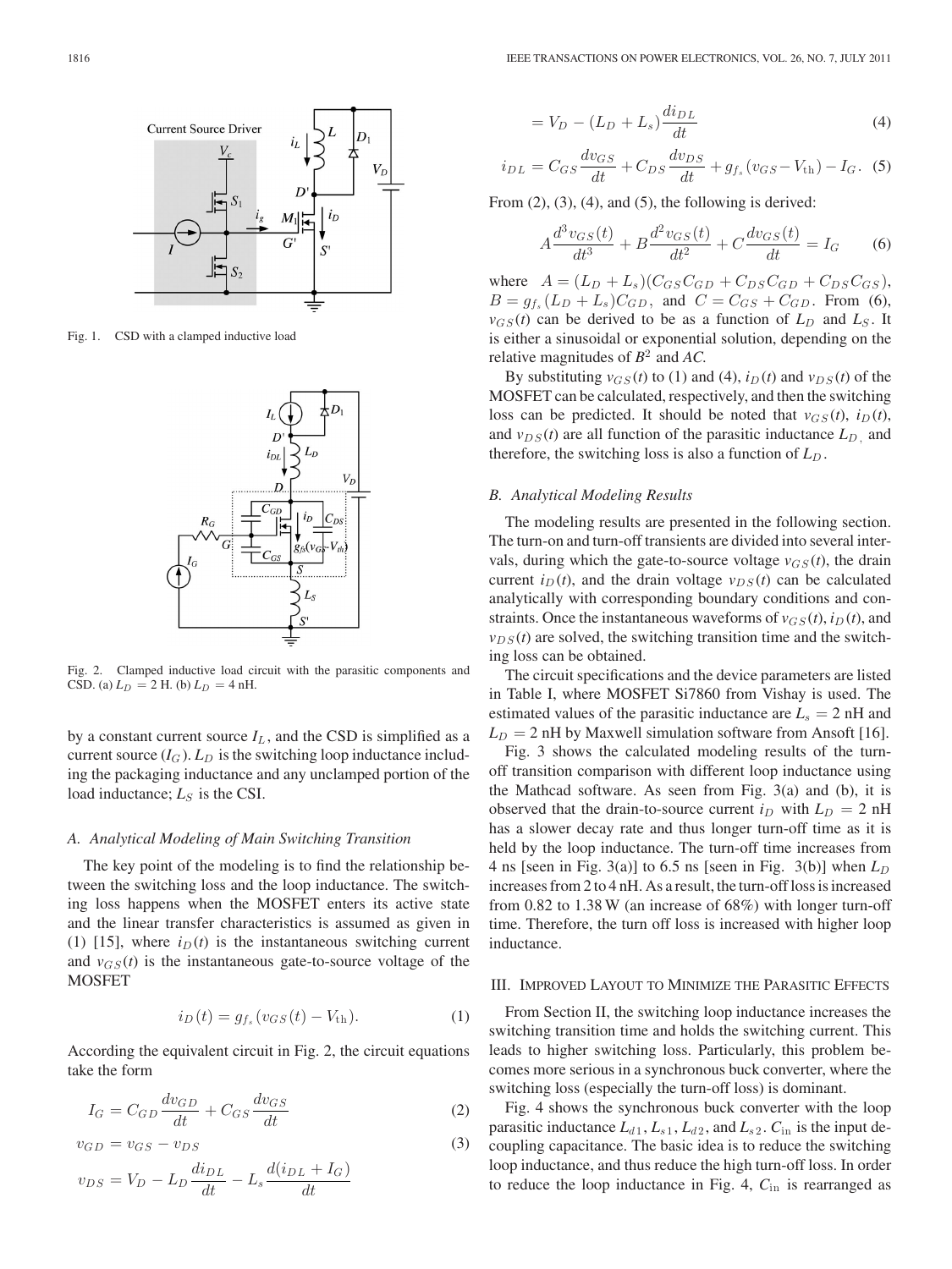Fig. 1. CSD with a clamped inductive load

Fig. 2. Clamped inductive load circuit with the parasitic components and CSD. (a) $L_D = 2$ H. (b) $L_D = 4$ nH.

by a constant current source $I_L$, and the CSD is simplified as a current source ($I_G$). $L_D$ is the switching loop inductance including the packaging inductance and any unclamped portion of the load inductance; $L_S$ is the CSI.

### A. Analytical Modeling of Main Switching Transition

The key point of the modeling is to find the relationship between the switching loss and the loop inductance. The switching loss happens when the MOSFET enters its active state and the linear transfer characteristics is assumed as given in (1) [15], where $i_D(t)$ is the instantaneous switching current and $v_{GS}(t)$ is the instantaneous gate-to-source voltage of the MOSFET

$$i_D(t) = g_{f_s}(v_{GS}(t) - V_{\rm th}). \tag{1}$$

According the equivalent circuit in Fig. 2, the circuit equations take the form

$$I_G = C_{GD}\frac{dv_{GD}}{dt} + C_{GS}\frac{dv_{GS}}{dt} \tag{2}$$

$$v_{GD} = v_{GS} - v_{DS} \tag{3}$$

$$v_{DS} = V_D - L_D\frac{di_{DL}}{dt} - L_s\frac{d(i_{DL} + I_G)}{dt}$$

$$= V_D - (L_D + L_s)\frac{di_{DL}}{dt} \tag{4}$$

$$i_{DL} = C_{GS}\frac{dv_{GS}}{dt} + C_{DS}\frac{dv_{DS}}{dt} + g_{f_s}(v_{GS} - V_{\rm th}) - I_G. \tag{5}$$

From (2), (3), (4), and (5), the following is derived:

$$A\frac{d^3v_{GS}(t)}{dt^3} + B\frac{d^2v_{GS}(t)}{dt^2} + C\frac{dv_{GS}(t)}{dt} = I_G \tag{6}$$

where $A = (L_D + L_s)(C_{GS}C_{GD} + C_{DS}C_{GD} + C_{DS}C_{GS})$, $B = g_{f_s}(L_D + L_s)C_{GD}$, and $C = C_{GS} + C_{GD}$. From (6), $v_{GS}(t)$ can be derived to be as a function of $L_D$ and $L_S$. It is either a sinusoidal or exponential solution, depending on the relative magnitudes of $B^2$ and $AC$.

By substituting $v_{GS}(t)$ to (1) and (4), $i_D(t)$ and $v_{DS}(t)$ of the MOSFET can be calculated, respectively, and then the switching loss can be predicted. It should be noted that $v_{GS}(t)$, $i_D(t)$, and $v_{DS}(t)$ are all function of the parasitic inductance $L_D$, and therefore, the switching loss is also a function of $L_D$.

### B. Analytical Modeling Results

The modeling results are presented in the following section. The turn-on and turn-off transients are divided into several intervals, during which the gate-to-source voltage $v_{GS}(t)$, the drain current $i_D(t)$, and the drain voltage $v_{DS}(t)$ can be calculated analytically with corresponding boundary conditions and constraints. Once the instantaneous waveforms of $v_{GS}(t)$, $i_D(t)$, and $v_{DS}(t)$ are solved, the switching transition time and the switching loss can be obtained.

The circuit specifications and the device parameters are listed in Table I, where MOSFET Si7860 from Vishay is used. The estimated values of the parasitic inductance are $L_s = 2$ nH and $L_D = 2$ nH by Maxwell simulation software from Ansoft [16].

Fig. 3 shows the calculated modeling results of the turn-off transition comparison with different loop inductance using the Mathcad software. As seen from Fig. 3(a) and (b), it is observed that the drain-to-source current $i_D$ with $L_D = 2$ nH has a slower decay rate and thus longer turn-off time as it is held by the loop inductance. The turn-off time increases from 4 ns [seen in Fig. 3(a)] to 6.5 ns [seen in Fig. 3(b)] when $L_D$ increases from 2 to 4 nH. As a result, the turn-off loss is increased from 0.82 to 1.38 W (an increase of 68%) with longer turn-off time. Therefore, the turn off loss is increased with higher loop inductance.

## III. Improved Layout to Minimize the Parasitic Effects

From Section II, the switching loop inductance increases the switching transition time and holds the switching current. This leads to higher switching loss. Particularly, this problem becomes more serious in a synchronous buck converter, where the switching loss (especially the turn-off loss) is dominant.

Fig. 4 shows the synchronous buck converter with the loop parasitic inductance $L_{d1}$, $L_{s1}$, $L_{d2}$, and $L_{s2}$. $C_{\rm in}$ is the input decoupling capacitance. The basic idea is to reduce the switching loop inductance, and thus reduce the high turn-off loss. In order to reduce the loop inductance in Fig. 4, $C_{\rm in}$ is rearranged as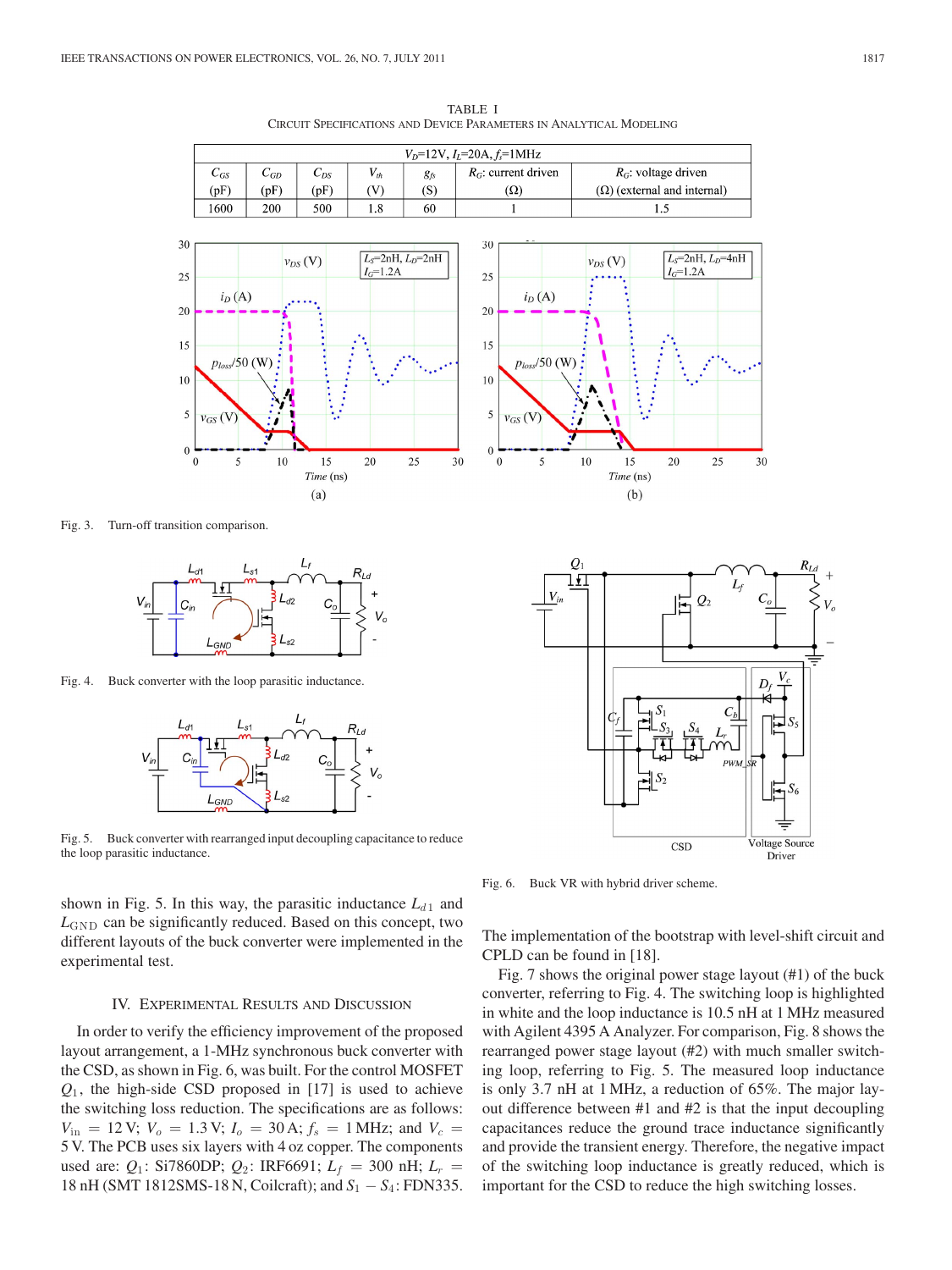TABLE I
CIRCUIT SPECIFICATIONS AND DEVICE PARAMETERS IN ANALYTICAL MODELING

| $V_D$=12V, $I_L$=20A, $f_s$=1MHz | | | | | | |
|---|---|---|---|---|---|---|
| $C_{GS}$ (pF) | $C_{GD}$ (pF) | $C_{DS}$ (pF) | $V_{th}$ (V) | $g_{fs}$ (S) | $R_G$: current driven (Ω) | $R_G$: voltage driven (Ω) (external and internal) |
| 1600 | 200 | 500 | 1.8 | 60 | 1 | 1.5 |

Fig. 3. Turn-off transition comparison.

Fig. 4. Buck converter with the loop parasitic inductance.

Fig. 5. Buck converter with rearranged input decoupling capacitance to reduce the loop parasitic inductance.

Fig. 6. Buck VR with hybrid driver scheme.

shown in Fig. 5. In this way, the parasitic inductance $L_{d1}$ and $L_{\rm GND}$ can be significantly reduced. Based on this concept, two different layouts of the buck converter were implemented in the experimental test.

## IV. Experimental Results and Discussion

In order to verify the efficiency improvement of the proposed layout arrangement, a 1-MHz synchronous buck converter with the CSD, as shown in Fig. 6, was built. For the control MOSFET $Q_1$, the high-side CSD proposed in [17] is used to achieve the switching loss reduction. The specifications are as follows: $V_{\rm in} = 12$ V; $V_o = 1.3$ V; $I_o = 30$ A; $f_s = 1$ MHz; and $V_c = 5$ V. The PCB uses six layers with 4 oz copper. The components used are: $Q_1$: Si7860DP; $Q_2$: IRF6691; $L_f = 300$ nH; $L_r = 18$ nH (SMT 1812SMS-18 N, Coilcraft); and $S_1 - S_4$: FDN335. The implementation of the bootstrap with level-shift circuit and CPLD can be found in [18].

Fig. 7 shows the original power stage layout (#1) of the buck converter, referring to Fig. 4. The switching loop is highlighted in white and the loop inductance is 10.5 nH at 1 MHz measured with Agilent 4395 A Analyzer. For comparison, Fig. 8 shows the rearranged power stage layout (#2) with much smaller switching loop, referring to Fig. 5. The measured loop inductance is only 3.7 nH at 1 MHz, a reduction of 65%. The major layout difference between #1 and #2 is that the input decoupling capacitances reduce the ground trace inductance significantly and provide the transient energy. Therefore, the negative impact of the switching loop inductance is greatly reduced, which is important for the CSD to reduce the high switching losses.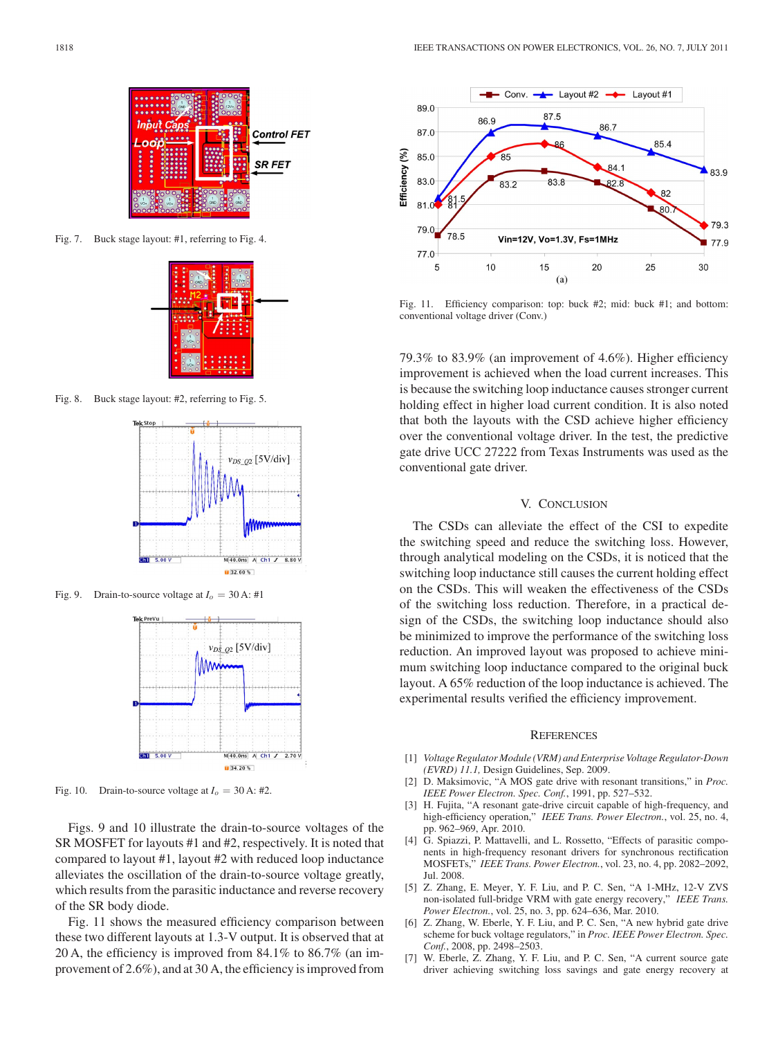Fig. 7. Buck stage layout: #1, referring to Fig. 4.

Fig. 8. Buck stage layout: #2, referring to Fig. 5.

Fig. 9. Drain-to-source voltage at $I_o = 30$ A: #1

Fig. 10. Drain-to-source voltage at $I_o = 30$ A: #2.

Figs. 9 and 10 illustrate the drain-to-source voltages of the SR MOSFET for layouts #1 and #2, respectively. It is noted that compared to layout #1, layout #2 with reduced loop inductance alleviates the oscillation of the drain-to-source voltage greatly, which results from the parasitic inductance and reverse recovery of the SR body diode.

Fig. 11 shows the measured efficiency comparison between these two different layouts at 1.3-V output. It is observed that at 20 A, the efficiency is improved from 84.1% to 86.7% (an improvement of 2.6%), and at 30 A, the efficiency is improved from 79.3% to 83.9% (an improvement of 4.6%). Higher efficiency improvement is achieved when the load current increases. This is because the switching loop inductance causes stronger current holding effect in higher load current condition. It is also noted that both the layouts with the CSD achieve higher efficiency over the conventional voltage driver. In the test, the predictive gate drive UCC 27222 from Texas Instruments was used as the conventional gate driver.

Fig. 11. Efficiency comparison: top: buck #2; mid: buck #1; and bottom: conventional voltage driver (Conv.)

## V. Conclusion

The CSDs can alleviate the effect of the CSI to expedite the switching speed and reduce the switching loss. However, through analytical modeling on the CSDs, it is noticed that the switching loop inductance still causes the current holding effect on the CSDs. This will weaken the effectiveness of the CSDs of the switching loss reduction. Therefore, in a practical design of the CSDs, the switching loop inductance should also be minimized to improve the performance of the switching loss reduction. An improved layout was proposed to achieve minimum switching loop inductance compared to the original buck layout. A 65% reduction of the loop inductance is achieved. The experimental results verified the efficiency improvement.

## References

[1] *Voltage Regulator Module (VRM) and Enterprise Voltage Regulator-Down (EVRD) 11.1*, Design Guidelines, Sep. 2009.

[2] D. Maksimovic, "A MOS gate drive with resonant transitions," in *Proc. IEEE Power Electron. Spec. Conf.*, 1991, pp. 527–532.

[3] H. Fujita, "A resonant gate-drive circuit capable of high-frequency, and high-efficiency operation," *IEEE Trans. Power Electron.*, vol. 25, no. 4, pp. 962–969, Apr. 2010.

[4] G. Spiazzi, P. Mattavelli, and L. Rossetto, "Effects of parasitic components in high-frequency resonant drivers for synchronous rectification MOSFETs," *IEEE Trans. Power Electron.*, vol. 23, no. 4, pp. 2082–2092, Jul. 2008.

[5] Z. Zhang, E. Meyer, Y. F. Liu, and P. C. Sen, "A 1-MHz, 12-V ZVS non-isolated full-bridge VRM with gate energy recovery," *IEEE Trans. Power Electron.*, vol. 25, no. 3, pp. 624–636, Mar. 2010.

[6] Z. Zhang, W. Eberle, Y. F. Liu, and P. C. Sen, "A new hybrid gate drive scheme for buck voltage regulators," in *Proc. IEEE Power Electron. Spec. Conf.*, 2008, pp. 2498–2503.

[7] W. Eberle, Z. Zhang, Y. F. Liu, and P. C. Sen, "A current source gate driver achieving switching loss savings and gate energy recovery at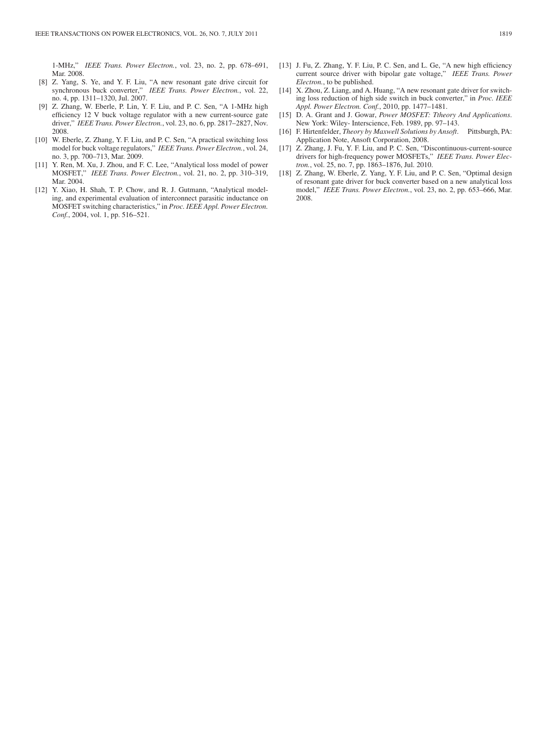1-MHz," *IEEE Trans. Power Electron.*, vol. 23, no. 2, pp. 678–691, Mar. 2008.

[8] Z. Yang, S. Ye, and Y. F. Liu, "A new resonant gate drive circuit for synchronous buck converter," *IEEE Trans. Power Electron.*, vol. 22, no. 4, pp. 1311–1320, Jul. 2007.

[9] Z. Zhang, W. Eberle, P. Lin, Y. F. Liu, and P. C. Sen, "A 1-MHz high efficiency 12 V buck voltage regulator with a new current-source gate driver," *IEEE Trans. Power Electron.*, vol. 23, no. 6, pp. 2817–2827, Nov. 2008.

[10] W. Eberle, Z. Zhang, Y. F. Liu, and P. C. Sen, "A practical switching loss model for buck voltage regulators," *IEEE Trans. Power Electron.*, vol. 24, no. 3, pp. 700–713, Mar. 2009.

[11] Y. Ren, M. Xu, J. Zhou, and F. C. Lee, "Analytical loss model of power MOSFET," *IEEE Trans. Power Electron.*, vol. 21, no. 2, pp. 310–319, Mar. 2004.

[12] Y. Xiao, H. Shah, T. P. Chow, and R. J. Gutmann, "Analytical modeling, and experimental evaluation of interconnect parasitic inductance on MOSFET switching characteristics," in *Proc. IEEE Appl. Power Electron. Conf.*, 2004, vol. 1, pp. 516–521.

[13] J. Fu, Z. Zhang, Y. F. Liu, P. C. Sen, and L. Ge, "A new high efficiency current source driver with bipolar gate voltage," *IEEE Trans. Power Electron.*, to be published.

[14] X. Zhou, Z. Liang, and A. Huang, "A new resonant gate driver for switching loss reduction of high side switch in buck converter," in *Proc. IEEE Appl. Power Electron. Conf.*, 2010, pp. 1477–1481.

[15] D. A. Grant and J. Gowar, *Power MOSFET: Ttheory And Applications*. New York: Wiley- Interscience, Feb. 1989, pp. 97–143.

[16] F. Hirtenfelder, *Theory by Maxwell Solutions by Ansoft*. Pittsburgh, PA: Application Note, Ansoft Corporation, 2008.

[17] Z. Zhang, J. Fu, Y. F. Liu, and P. C. Sen, "Discontinuous-current-source drivers for high-frequency power MOSFETs," *IEEE Trans. Power Electron.*, vol. 25, no. 7, pp. 1863–1876, Jul. 2010.

[18] Z. Zhang, W. Eberle, Z. Yang, Y. F. Liu, and P. C. Sen, "Optimal design of resonant gate driver for buck converter based on a new analytical loss model," *IEEE Trans. Power Electron.*, vol. 23, no. 2, pp. 653–666, Mar. 2008.